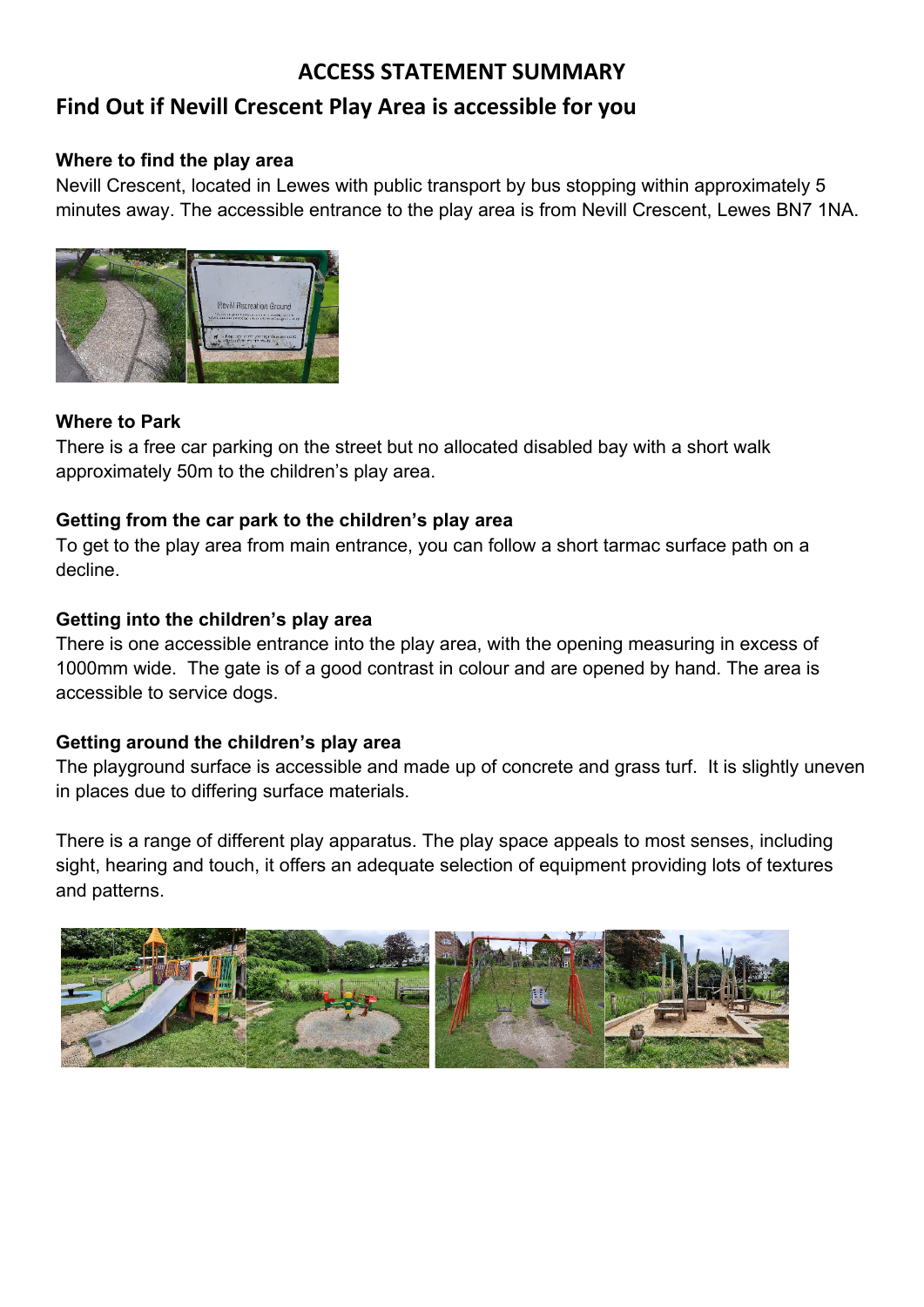# ACCESS STATEMENT SUMMARY

## Find Out if Nevill Crescent Play Area is accessible for you

**Where to find the play area**

Nevill Crescent, located in Lewes with public transport by bus stopping within approximately 5 minutes away. The accessible entrance to the play area is from Nevill Crescent, Lewes BN7 1NA.

**Where to Park**

There is a free car parking on the street but no allocated disabled bay with a short walk approximately 50m to the children's play area.

**Getting from the car park to the children's play area**

To get to the play area from main entrance, you can follow a short tarmac surface path on a decline.

**Getting into the children's play area**

There is one accessible entrance into the play area, with the opening measuring in excess of 1000mm wide. The gate is of a good contrast in colour and are opened by hand. The area is accessible to service dogs.

**Getting around the children's play area**

The playground surface is accessible and made up of concrete and grass turf. It is slightly uneven in places due to differing surface materials.

There is a range of different play apparatus. The play space appeals to most senses, including sight, hearing and touch, it offers an adequate selection of equipment providing lots of textures and patterns.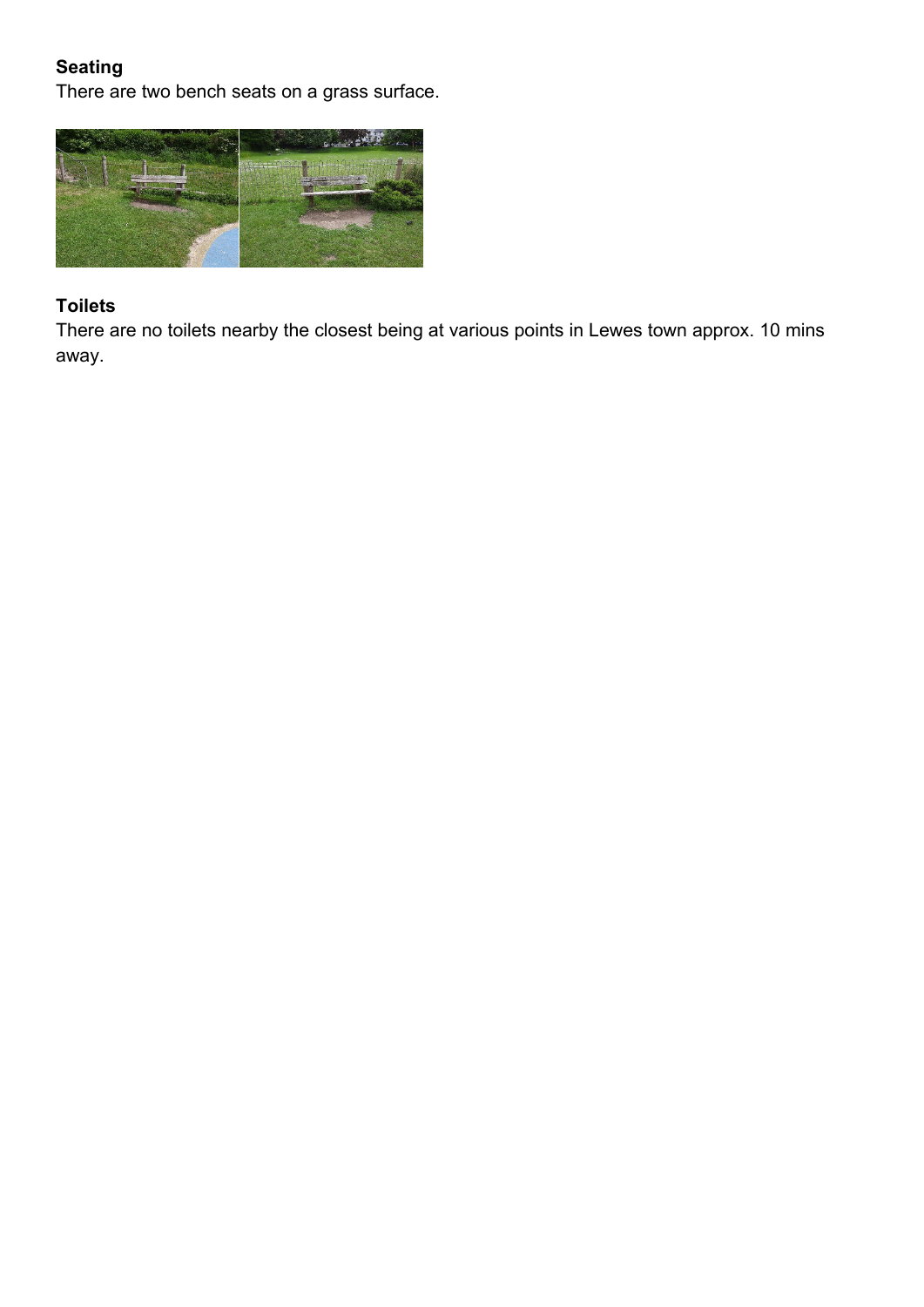**Seating**
There are two bench seats on a grass surface.

**Toilets**
There are no toilets nearby the closest being at various points in Lewes town approx. 10 mins away.